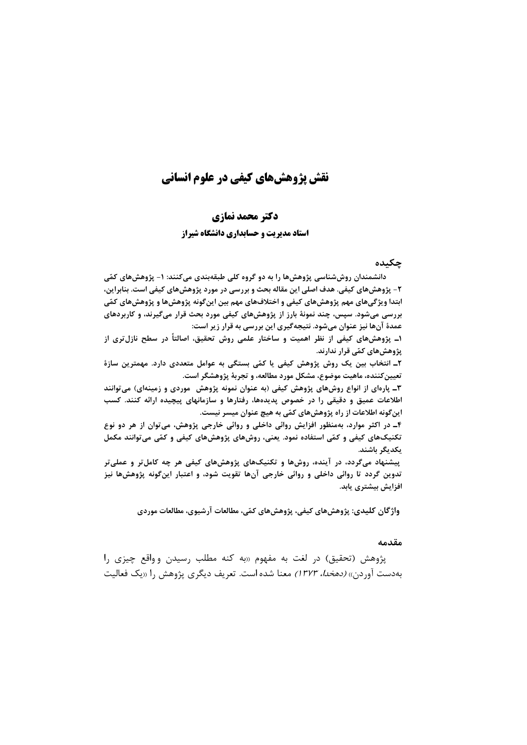# نقش پژوهش‌های کیفی در علوم انسانی

**دکتر محمد نمازی**

**استاد مدیریت و حسابداری دانشگاه شیراز**

## چکیده

**دانشمندان روش‌شناسی پژوهش‌ها را به دو گروه کلی طبقه‌بندی می‌کنند: ۱- پژوهش‌های کمّی ۲- پژوهش‌های کیفی. هدف اصلی این مقاله بحث و بررسی در مورد پژوهش‌های کیفی است. بنابراین، ابتدا ویژگی‌های مهم پژوهش‌های کیفی و اختلاف‌های مهم بین این‌گونه پژوهش‌ها و پژوهش‌های کمّی بررسی می‌شود. سپس، چند نمونهٔ بارز از پژوهش‌های کیفی مورد بحث قرار می‌گیرند، و کاربردهای عمدهٔ آن‌ها نیز عنوان می‌شود. نتیجه‌گیری این بررسی به قرار زیر است:**

**۱ــ پژوهش‌های کیفی از نظر اهمیت و ساختار علمی روش تحقیق، اصالتاً در سطح نازل‌تری از پژوهش‌های کمّی قرار ندارند.**

**۲ــ انتخاب بین یک روش پژوهش کیفی یا کمّی بستگی به عوامل متعددی دارد. مهمترین سازهٔ تعیین‌کننده، ماهیت موضوع، مشکل مورد مطالعه، و تجربهٔ پژوهشگر است.**

**۳ــ پاره‌ای از انواع روش‌های پژوهش کیفی (به عنوان نمونه پژوهش موردی و زمینه‌ای) می‌توانند اطلاعات عمیق و دقیقی را در خصوص پدیده‌ها، رفتارها و سازمانهای پیچیده ارائه کنند. کسب این‌گونه اطلاعات از راه پژوهش‌های کمّی به هیچ عنوان میسر نیست.**

**۴ــ در اکثر موارد، به‌منظور افزایش روائی داخلی و روائی خارجی پژوهش، می‌توان از هر دو نوع تکنیک‌های کیفی و کمّی استفاده نمود. یعنی، روش‌های پژوهش‌های کیفی و کمّی می‌توانند مکمل یکدیگر باشند.**

**پیشنهاد می‌گردد، در آینده، روش‌ها و تکنیک‌های پژوهش‌های کیفی هر چه کامل‌تر و عملی‌تر تدوین گردد تا روائی داخلی و روائی خارجی آن‌ها تقویت شود، و اعتبار این‌گونه پژوهش‌ها نیز افزایش بیشتری یابد.**

**واژگان کلیدی: پژوهش‌های کیفی، پژوهش‌های کمّی، مطالعات آرشیوی، مطالعات موردی**

## مقدمه

پژوهش (تحقیق) در لغت به مفهوم «به کنه مطلب رسیدن و واقع چیزی را به‌دست آوردن» *(دهخدا، ۱۳۷۳)* معنا شده است. تعریف دیگری پژوهش را «یک فعالیت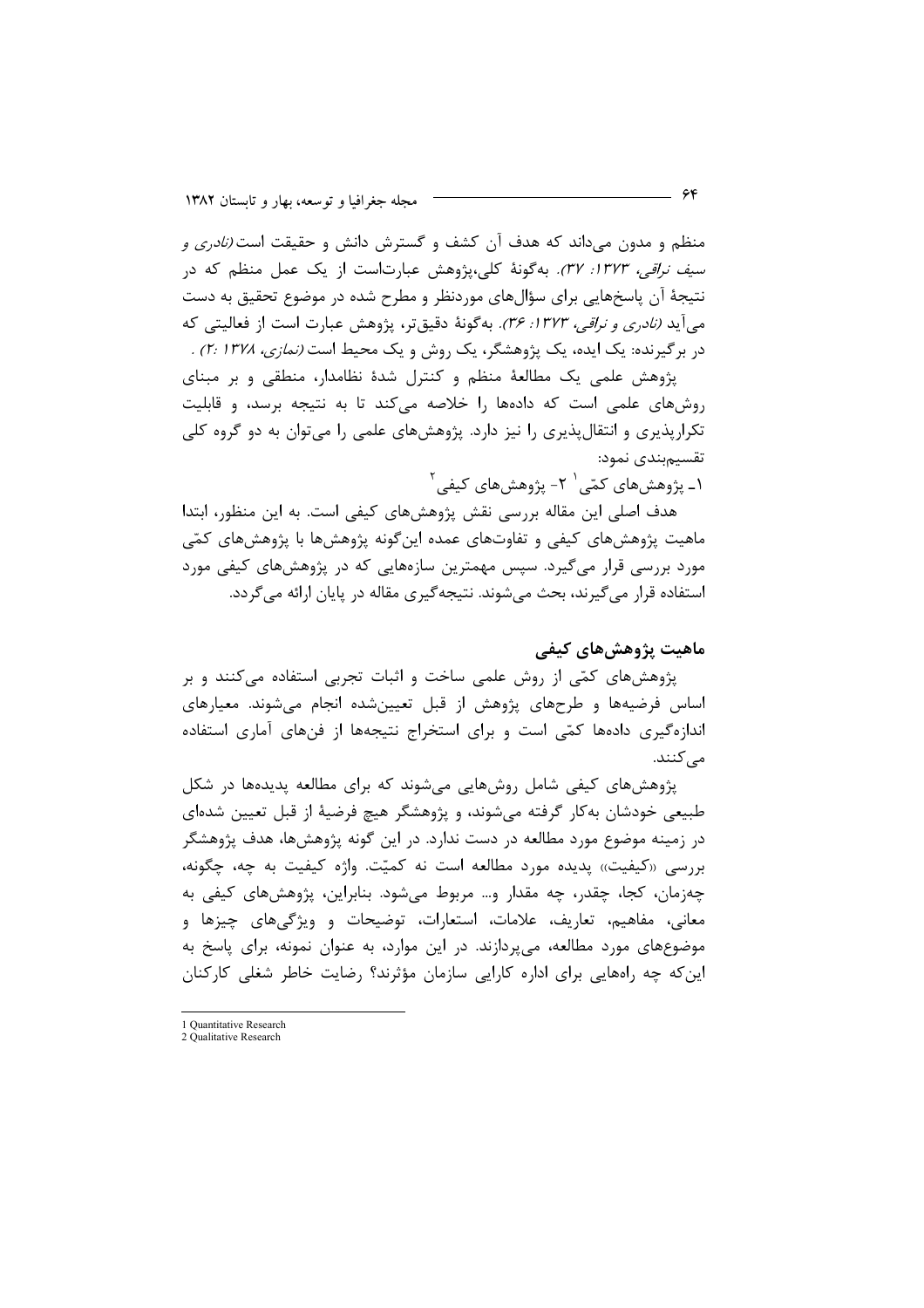منظم و مدون می‌داند که هدف آن کشف و گسترش دانش و حقیقت است *(نادری و سیف نراقی، ۱۳۷۳: ۳۷)*. به‌گونهٔ کلی،پژوهش عبارت‌است از یک عمل منظم که در نتیجهٔ آن پاسخ‌هایی برای سؤال‌های موردنظر و مطرح شده در موضوع تحقیق به دست می‌آید *(نادری و نراقی، ۱۳۷۳: ۳۶)*. به‌گونهٔ دقیق‌تر، پژوهش عبارت است از فعالیتی که در برگیرنده: یک ایده، یک پژوهشگر، یک روش و یک محیط است *(نمازی، ۱۳۷۸ :۲)* .

پژوهش علمی یک مطالعهٔ منظم و کنترل شدهٔ نظامدار، منطقی و بر مبنای روش‌های علمی است که داده‌ها را خلاصه می‌کند تا به نتیجه برسد، و قابلیت تکرارپذیری و انتقال‌پذیری را نیز دارد. پژوهش‌های علمی را می‌توان به دو گروه کلی تقسیم‌بندی نمود:

۱ـ پژوهش‌های کمّی[1] ۲- پژوهش‌های کیفی[2]

هدف اصلی این مقاله بررسی نقش پژوهش‌های کیفی است. به این منظور، ابتدا ماهیت پژوهش‌های کیفی و تفاوت‌های عمده این‌گونه پژوهش‌ها با پژوهش‌های کمّی مورد بررسی قرار می‌گیرد. سپس مهمترین سازه‌هایی که در پژوهش‌های کیفی مورد استفاده قرار می‌گیرند، بحث می‌شوند. نتیجه‌گیری مقاله در پایان ارائه می‌گردد.

## ماهیت پژوهش‌های کیفی

پژوهش‌های کمّی از روش علمی ساخت و اثبات تجربی استفاده می‌کنند و بر اساس فرضیه‌ها و طرح‌های پژوهش از قبل تعیین‌شده انجام می‌شوند. معیارهای اندازه‌گیری داده‌ها کمّی است و برای استخراج نتیجه‌ها از فن‌های آماری استفاده می‌کنند.

پژوهش‌های کیفی شامل روش‌هایی می‌شوند که برای مطالعه پدیده‌ها در شکل طبیعی خودشان به‌کار گرفته می‌شوند، و پژوهشگر هیچ فرضیهٔ از قبل تعیین شده‌ای در زمینه موضوع مورد مطالعه در دست ندارد. در این گونه پژوهش‌ها، هدف پژوهشگر بررسی «کیفیت» پدیده مورد مطالعه است نه کمیّت. واژه کیفیت به چه، چگونه، چه‌زمان، کجا، چقدر، چه مقدار و... مربوط می‌شود. بنابراین، پژوهش‌های کیفی به معانی، مفاهیم، تعاریف، علامات، استعارات، توضیحات و ویژگی‌های چیزها و موضوع‌های مورد مطالعه، می‌پردازند. در این موارد، به عنوان نمونه، برای پاسخ به این‌که چه راه‌هایی برای اداره کارایی سازمان مؤثرند؟ رضایت خاطر شغلی کارکنان

---

1 Quantitative Research
2 Qualitative Research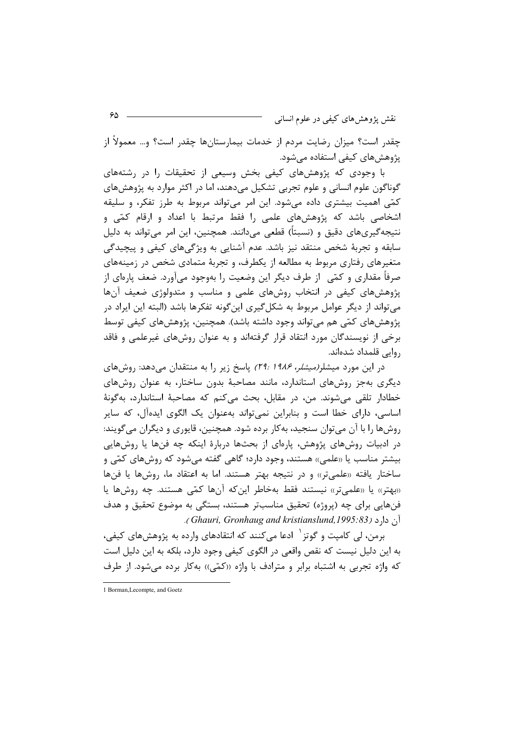چقدر است؟ میزان رضایت مردم از خدمات بیمارستان‌ها چقدر است؟ و... معمولاً از پژوهش‌های کیفی استفاده می‌شود.

با وجودی که پژوهش‌های کیفی بخش وسیعی از تحقیقات را در رشته‌های گوناگون علوم انسانی و علوم تجربی تشکیل می‌دهند، اما در اکثر موارد به پژوهش‌های کمّی اهمیت بیشتری داده می‌شود. این امر می‌تواند مربوط به طرز تفکر، و سلیقه اشخاصی باشد که پژوهش‌های علمی را فقط مرتبط با اعداد و ارقام کمّی و نتیجه‌گیری‌های دقیق و (نسبتاً) قطعی می‌دانند. همچنین، این امر می‌تواند به دلیل سابقه و تجربهٔ شخص منتقد نیز باشد. عدم آشنایی به ویژگی‌های کیفی و پیچیدگی متغیرهای رفتاری مربوط به مطالعه از یکطرف، و تجربهٔ متمادی شخص در زمینه‌های صرفاً مقداری و کمّی از طرف دیگر این وضعیت را به‌وجود می‌آورد. ضعف پاره‌ای از پژوهش‌های کیفی در انتخاب روش‌های علمی و مناسب و متدولوژی ضعیف آن‌ها می‌تواند از دیگر عوامل مربوط به شکل‌گیری این‌گونه تفکرها باشد (البته این ایراد در پژوهش‌های کمّی هم می‌تواند وجود داشته باشد). همچنین، پژوهش‌های کیفی توسط برخی از نویسندگان مورد انتقاد قرار گرفته‌اند و به عنوان روش‌های غیرعلمی و فاقد روایی قلمداد شده‌اند.

در این مورد میشلر(*میشلر، ۱۹۸۶ :۲۹*) پاسخ زیر را به منتقدان می‌دهد: روش‌های دیگری به‌جز روش‌های استاندارد، مانند مصاحبهٔ بدون ساختار، به عنوان روش‌های خطادار تلقی می‌شوند. من، در مقابل، بحث می‌کنم که مصاحبهٔ استاندارد، به‌گونهٔ اساسی، دارای خطا است و بنابراین نمی‌تواند به‌عنوان یک الگوی ایده‌آل، که سایر روش‌ها را با آن می‌توان سنجید، به‌کار برده شود. همچنین، قایوری و دیگران می‌گویند: در ادبیات روش‌های پژوهش، پاره‌ای از بحث‌ها دربارهٔ اینکه چه فن‌ها یا روش‌هایی بیشتر مناسب یا «علمی» هستند، وجود دارد؛ گاهی گفته می‌شود که روش‌های کمّی و ساختار یافته «علمی‌تر» و در نتیجه بهتر هستند. اما به اعتقاد ما، روش‌ها یا فن‌ها «بهتر» یا «علمی‌تر» نیستند فقط به‌خاطر این‌که آن‌ها کمّی هستند. چه روش‌ها یا فن‌هایی برای چه (پروژه) تحقیق مناسب‌تر هستند، بستگی به موضوع تحقیق و هدف آن دارد (*Ghauri, Gronhaug and kristianslund,1995:83*).

برمن، لی کامپت و گوتز[1] ادعا می‌کنند که انتقادهای وارده به پژوهش‌های کیفی، به این دلیل نیست که نقص واقعی در الگوی کیفی وجود دارد، بلکه به این دلیل است که واژه تجربی به اشتباه برابر و مترادف با واژه «کمّی» به‌کار برده می‌شود. از طرف

---

1 Borman,Lecompte, and Goetz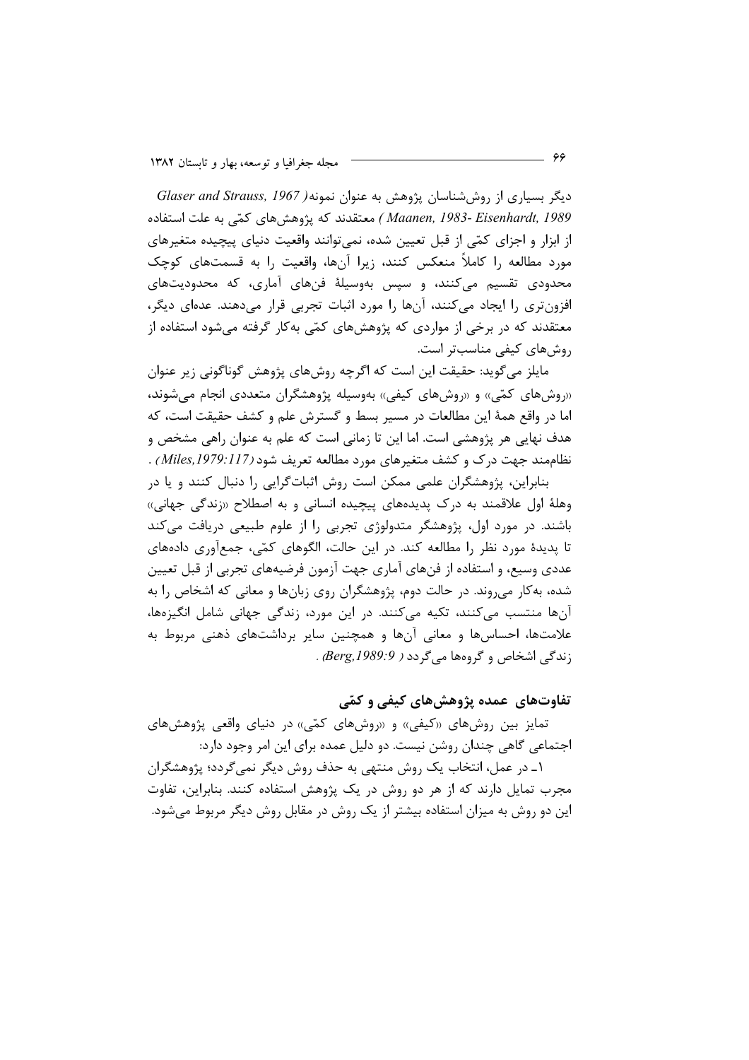دیگر بسیاری از روش‌شناسان پژوهش به عنوان نمونه( *Glaser and Strauss, 1967 Maanen, 1983- Eisenhardt, 1989* ) معتقدند که پژوهش‌های کمّی به علت استفاده از ابزار و اجزای کمّی از قبل تعیین شده، نمی‌توانند واقعیت دنیای پیچیده متغیرهای مورد مطالعه را کاملاً منعکس کنند، زیرا آن‌ها، واقعیت را به قسمت‌های کوچک محدودی تقسیم می‌کنند، و سپس به‌وسیلهٔ فن‌های آماری، که محدودیت‌های افزون‌تری را ایجاد می‌کنند، آن‌ها را مورد اثبات تجربی قرار می‌دهند. عده‌ای دیگر، معتقدند که در برخی از مواردی که پژوهش‌های کمّی به‌کار گرفته می‌شود استفاده از روش‌های کیفی مناسب‌تر است.

مایلز می‌گوید: حقیقت این است که اگرچه روش‌های پژوهش گوناگونی زیر عنوان «روش‌های کمّی» و «روش‌های کیفی» به‌وسیله پژوهشگران متعددی انجام می‌شوند، اما در واقع همهٔ این مطالعات در مسیر بسط و گسترش علم و کشف حقیقت است، که هدف نهایی هر پژوهشی است. اما این تا زمانی است که علم به عنوان راهی مشخص و نظام‌مند جهت درک و کشف متغیرهای مورد مطالعه تعریف شود *(Miles,1979:117)* .

بنابراین، پژوهشگران علمی ممکن است روش اثبات‌گرایی را دنبال کنند و یا در وهلهٔ اول علاقمند به درک پدیده‌های پیچیده انسانی و به اصطلاح «زندگی جهانی» باشند. در مورد اول، پژوهشگر متدولوژی تجربی را از علوم طبیعی دریافت می‌کند تا پدیدهٔ مورد نظر را مطالعه کند. در این حالت، الگوهای کمّی، جمع‌آوری داده‌های عددی وسیع، و استفاده از فن‌های آماری جهت آزمون فرضیه‌های تجربی از قبل تعیین شده، به‌کار می‌روند. در حالت دوم، پژوهشگران روی زبان‌ها و معانی که اشخاص را به آن‌ها منتسب می‌کنند، تکیه می‌کنند. در این مورد، زندگی جهانی شامل انگیزه‌ها، علامت‌ها، احساس‌ها و معانی آن‌ها و همچنین سایر برداشت‌های ذهنی مربوط به زندگی اشخاص و گروه‌ها می‌گردد *( Berg,1989:9)* .

## تفاوت‌های عمده پژوهش‌های کیفی و کمّی

تمایز بین روش‌های «کیفی» و «روش‌های کمّی» در دنیای واقعی پژوهش‌های اجتماعی گاهی چندان روشن نیست. دو دلیل عمده برای این امر وجود دارد:

۱ـ در عمل، انتخاب یک روش منتهی به حذف روش دیگر نمی‌گردد؛ پژوهشگران مجرب تمایل دارند که از هر دو روش در یک پژوهش استفاده کنند. بنابراین، تفاوت این دو روش به میزان استفاده بیشتر از یک روش در مقابل روش دیگر مربوط می‌شود.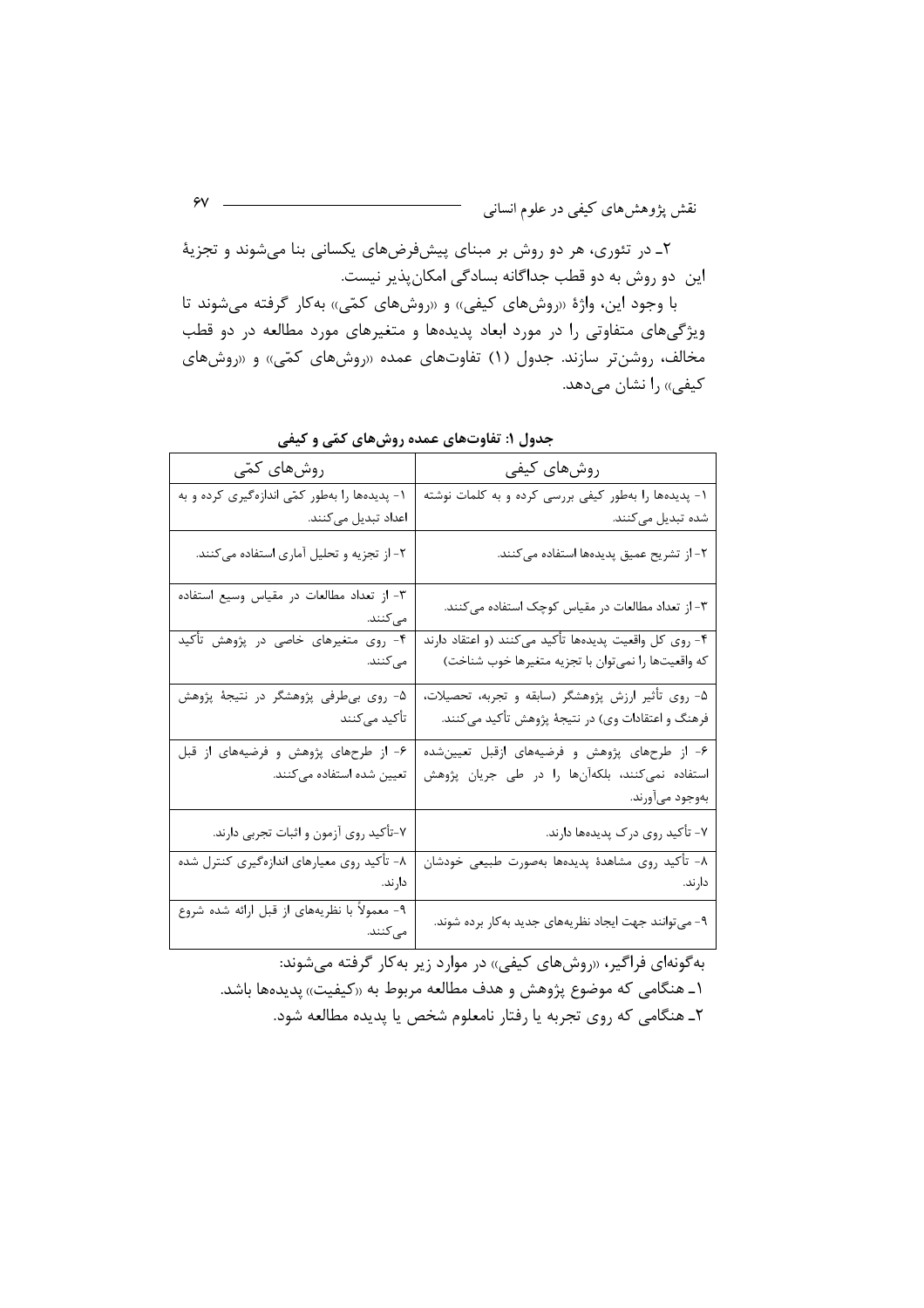۲ـ در تئوری، هر دو روش بر مبنای پیش‌فرض‌های یکسانی بنا می‌شوند و تجزیهٔ این دو روش به دو قطب جداگانه بسادگی امکان‌پذیر نیست.

با وجود این، واژهٔ «روش‌های کیفی» و «روش‌های کمّی» به‌کار گرفته می‌شوند تا ویژگی‌های متفاوتی را در مورد ابعاد پدیده‌ها و متغیرهای مورد مطالعه در دو قطب مخالف، روشن‌تر سازند. جدول (۱) تفاوت‌های عمده «روش‌های کمّی» و «روش‌های کیفی» را نشان می‌دهد.

**جدول ۱: تفاوت‌های عمده روش‌های کمّی و کیفی**

| روش‌های کیفی | روش‌های کمّی |
|---|---|
| ۱- پدیده‌ها را به‌طور کیفی بررسی کرده و به کلمات نوشته شده تبدیل می‌کنند. | ۱- پدیده‌ها را به‌طور کمّی اندازه‌گیری کرده و به اعداد تبدیل می‌کنند. |
| ۲- از تشریح عمیق پدیده‌ها استفاده می‌کنند. | ۲- از تجزیه و تحلیل آماری استفاده می‌کنند. |
| ۳- از تعداد مطالعات در مقیاس کوچک استفاده می‌کنند. | ۳- از تعداد مطالعات در مقیاس وسیع استفاده می‌کنند. |
| ۴- روی کل واقعیت پدیده‌ها تأکید می‌کنند (و اعتقاد دارند که واقعیت‌ها را نمی‌توان با تجزیه متغیرها خوب شناخت) | ۴- روی متغیرهای خاصی در پژوهش تأکید می‌کنند. |
| ۵- روی تأثیر ارزش پژوهشگر (سابقه و تجربه، تحصیلات، فرهنگ و اعتقادات وی) در نتیجهٔ پژوهش تأکید می‌کنند. | ۵- روی بی‌طرفی پژوهشگر در نتیجهٔ پژوهش تأکید می‌کنند |
| ۶- از طرح‌های پژوهش و فرضیه‌های ازقبل تعیین‌شده استفاده نمی‌کنند، بلکه‌آن‌ها را در طی جریان پژوهش به‌وجود می‌آورند. | ۶- از طرح‌های پژوهش و فرضیه‌های از قبل تعیین شده استفاده می‌کنند. |
| ۷- تأکید روی درک پدیده‌ها دارند. | ۷-تأکید روی آزمون و اثبات تجربی دارند. |
| ۸- تأکید روی مشاهدهٔ پدیده‌ها به‌صورت طبیعی خودشان دارند. | ۸- تأکید روی معیارهای اندازه‌گیری کنترل شده دارند. |
| ۹- می‌توانند جهت ایجاد نظریه‌های جدید به‌کار برده شوند. | ۹- معمولاً با نظریه‌های از قبل ارائه شده شروع می‌کنند. |

به‌گونه‌ای فراگیر، «روش‌های کیفی» در موارد زیر به‌کار گرفته می‌شوند:

۱ـ هنگامی که موضوع پژوهش و هدف مطالعه مربوط به «کیفیت» پدیده‌ها باشد.

۲ـ هنگامی که روی تجربه یا رفتار نامعلوم شخص یا پدیده مطالعه شود.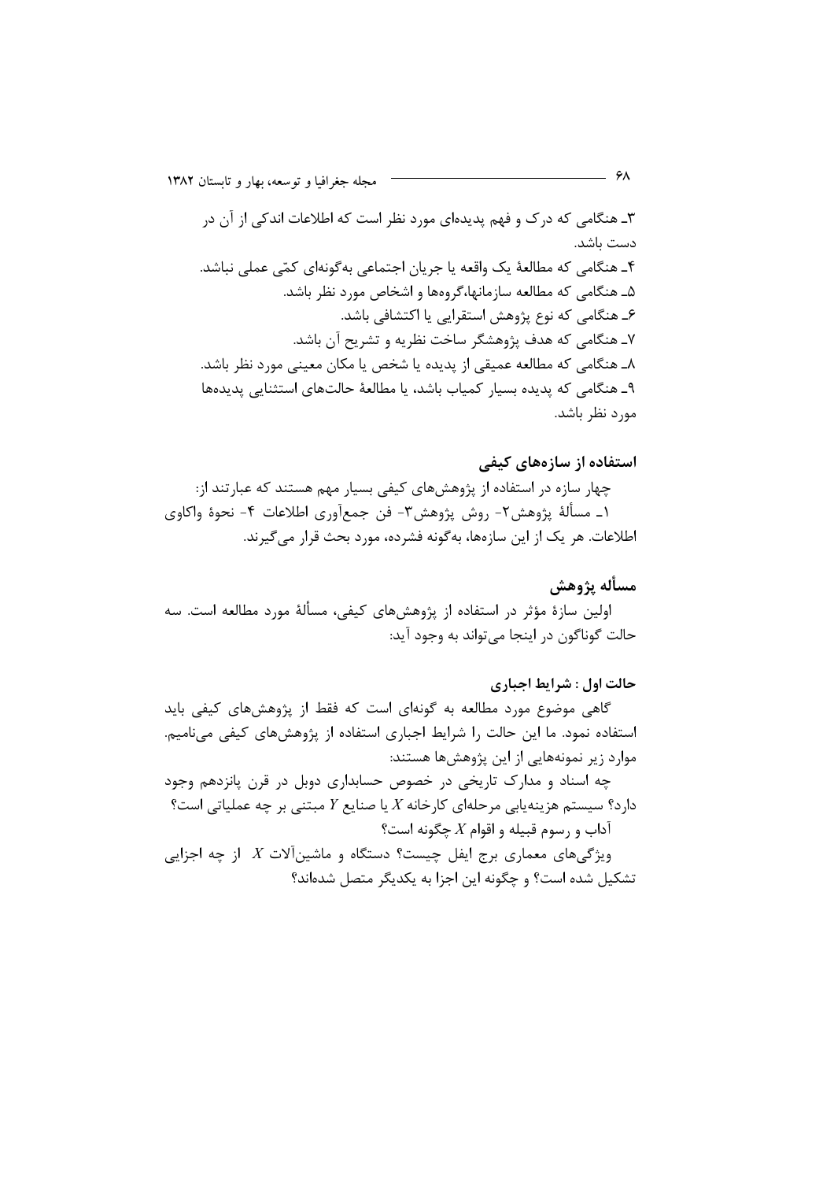۳ـ هنگامی که درک و فهم پدیده‌ای مورد نظر است که اطلاعات اندکی از آن در دست باشد.

۴ـ هنگامی که مطالعهٔ یک واقعه یا جریان اجتماعی به‌گونه‌ای کمّی عملی نباشد.

۵ـ هنگامی که مطالعه سازمانها،گروه‌ها و اشخاص مورد نظر باشد.

۶ـ هنگامی که نوع پژوهش استقرایی یا اکتشافی باشد.

۷ـ هنگامی که هدف پژوهشگر ساخت نظریه و تشریح آن باشد.

۸ـ هنگامی که مطالعه عمیقی از پدیده یا شخص یا مکان معینی مورد نظر باشد.

۹ـ هنگامی که پدیده بسیار کمیاب باشد، یا مطالعهٔ حالت‌های استثنایی پدیده‌ها مورد نظر باشد.

## استفاده از سازه‌های کیفی

چهار سازه در استفاده از پژوهش‌های کیفی بسیار مهم هستند که عبارتند از: ۱ـ مسألهٔ پژوهش۲- روش پژوهش۳- فن جمع‌آوری اطلاعات ۴- نحوهٔ واکاوی اطلاعات. هر یک از این سازه‌ها، به‌گونه فشرده، مورد بحث قرار می‌گیرند.

## مسأله پژوهش

اولین سازهٔ مؤثر در استفاده از پژوهش‌های کیفی، مسألهٔ مورد مطالعه است. سه حالت گوناگون در اینجا می‌تواند به وجود آید:

### حالت اول : شرایط اجباری

گاهی موضوع مورد مطالعه به گونه‌ای است که فقط از پژوهش‌های کیفی باید استفاده نمود. ما این حالت را شرایط اجباری استفاده از پژوهش‌های کیفی می‌نامیم. موارد زیر نمونه‌هایی از این پژوهش‌ها هستند:

چه اسناد و مدارک تاریخی در خصوص حسابداری دوبل در قرن پانزدهم وجود دارد؟ سیستم هزینه‌یابی مرحله‌ای کارخانه $X$ یا صنایع $Y$ مبتنی بر چه عملیاتی است؟ آداب و رسوم قبیله و اقوام $X$ چگونه است؟

ویژگی‌های معماری برج ایفل چیست؟ دستگاه و ماشین‌آلات $X$ از چه اجزایی تشکیل شده است؟ و چگونه این اجزا به یکدیگر متصل شده‌اند؟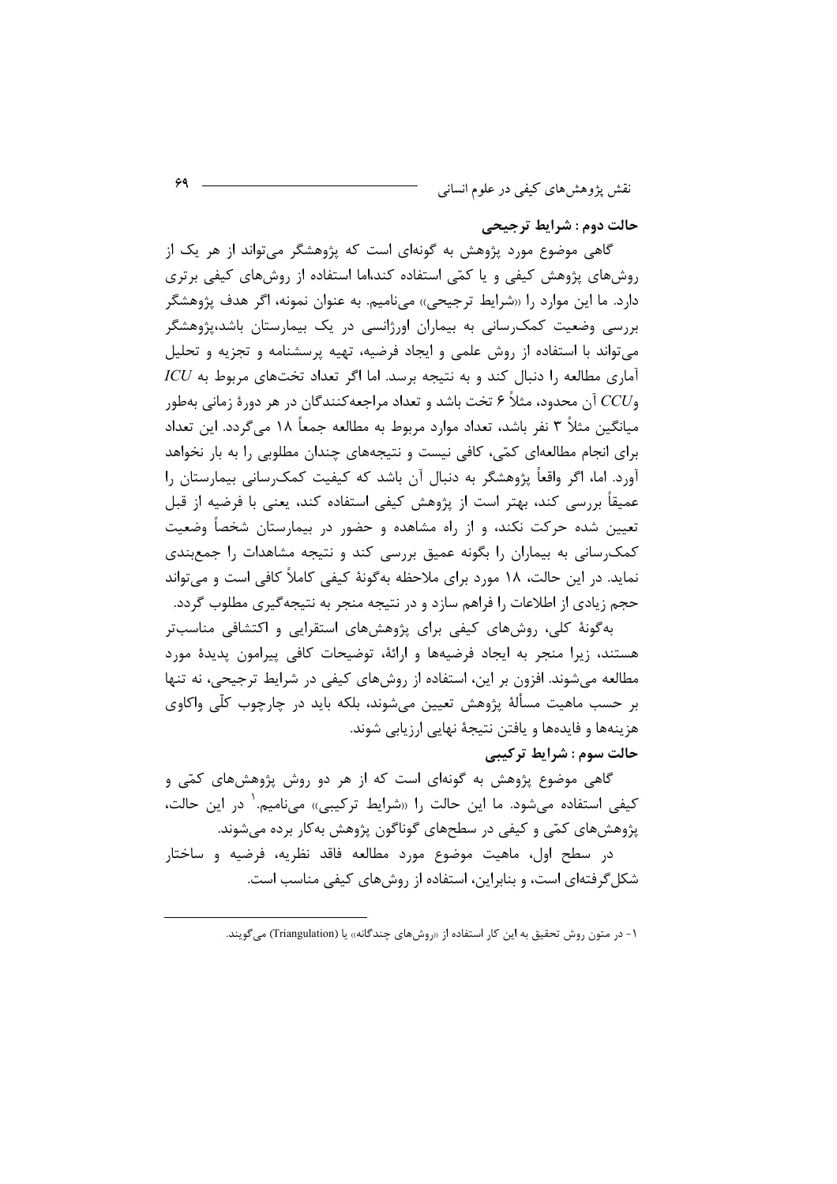**حالت دوم: شرایط ترجیحی**

گاهی موضوع مورد پژوهش به گونه‌ای است که پژوهشگر می‌تواند از هر یک از روش‌های پژوهش کیفی و یا کمّی استفاده کند،اما استفاده از روش‌های کیفی برتری دارد. ما این موارد را «شرایط ترجیحی» می‌نامیم. به عنوان نمونه، اگر هدف پژوهشگر بررسی وضعیت کمک‌رسانی به بیماران اورژانسی در یک بیمارستان باشد،پژوهشگر می‌تواند با استفاده از روش علمی و ایجاد فرضیه، تهیه پرسشنامه و تجزیه و تحلیل آماری مطالعه را دنبال کند و به نتیجه برسد. اما اگر تعداد تخت‌های مربوط به $ICU$ و$CCU$ آن محدود، مثلاً ۶ تخت باشد و تعداد مراجعه‌کنندگان در هر دورهٔ زمانی به‌طور میانگین مثلاً ۳ نفر باشد، تعداد موارد مربوط به مطالعه جمعاً ۱۸ می‌گردد. این تعداد برای انجام مطالعه‌ای کمّی، کافی نیست و نتیجه‌های چندان مطلوبی را به بار نخواهد آورد. اما، اگر واقعاً پژوهشگر به دنبال آن باشد که کیفیت کمک‌رسانی بیمارستان را عمیقاً بررسی کند، بهتر است از پژوهش کیفی استفاده کند، یعنی با فرضیه از قبل تعیین شده حرکت نکند، و از راه مشاهده و حضور در بیمارستان شخصاً وضعیت کمک‌رسانی به بیماران را بگونه عمیق بررسی کند و نتیجه مشاهدات را جمع‌بندی نماید. در این حالت، ۱۸ مورد برای ملاحظه به‌گونهٔ کیفی کاملاً کافی است و می‌تواند حجم زیادی از اطلاعات را فراهم سازد و در نتیجه منجر به نتیجه‌گیری مطلوب گردد.

به‌گونهٔ کلی، روش‌های کیفی برای پژوهش‌های استقرایی و اکتشافی مناسب‌تر هستند، زیرا منجر به ایجاد فرضیه‌ها و ارائهٔ، توضیحات کافی پیرامون پدیدهٔ مورد مطالعه می‌شوند. افزون بر این، استفاده از روش‌های کیفی در شرایط ترجیحی، نه تنها بر حسب ماهیت مسألهٔ پژوهش تعیین می‌شوند، بلکه باید در چارچوب کلّی واکاوی هزینه‌ها و فایده‌ها و یافتن نتیجهٔ نهایی ارزیابی شوند.

**حالت سوم: شرایط ترکیبی**

گاهی موضوع پژوهش به گونه‌ای است که از هر دو روش پژوهش‌های کمّی و کیفی استفاده می‌شود. ما این حالت را «شرایط ترکیبی» می‌نامیم.[1] در این حالت، پژوهش‌های کمّی و کیفی در سطح‌های گوناگون پژوهش به‌کار برده می‌شوند.

در سطح اول، ماهیت موضوع مورد مطالعه فاقد نظریه، فرضیه و ساختار شکل‌گرفته‌ای است، و بنابراین، استفاده از روش‌های کیفی مناسب است.

---

۱- در متون روش تحقیق به این کار استفاده از «روش‌های چندگانه» یا (Triangulation) می‌گویند.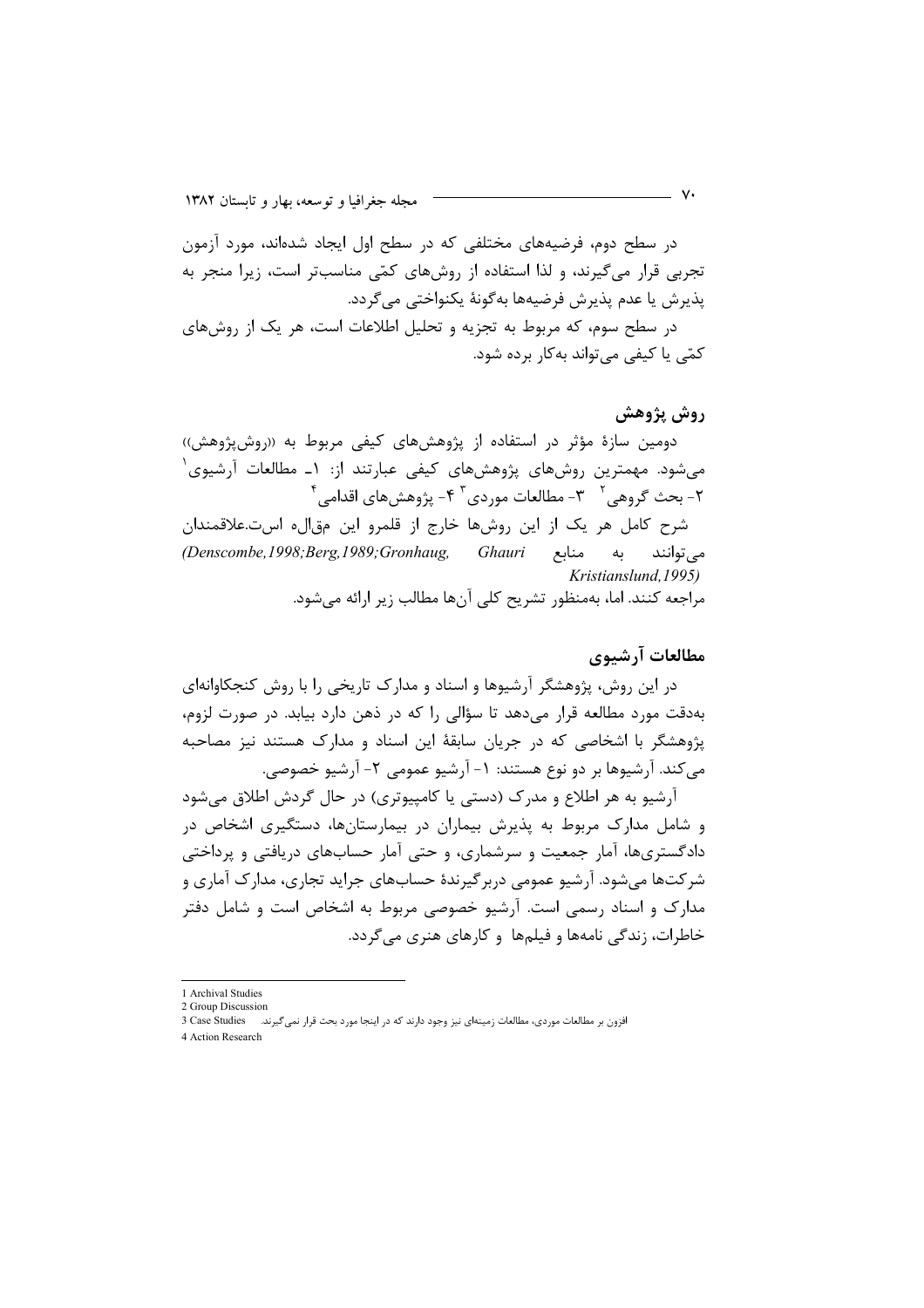در سطح دوم، فرضیه‌های مختلفی که در سطح اول ایجاد شده‌اند، مورد آزمون تجربی قرار می‌گیرند، و لذا استفاده از روش‌های کمّی مناسب‌تر است، زیرا منجر به پذیرش یا عدم پذیرش فرضیه‌ها به‌گونهٔ یکنواختی می‌گردد.

در سطح سوم، که مربوط به تجزیه و تحلیل اطلاعات است، هر یک از روش‌های کمّی یا کیفی می‌تواند به‌کار برده شود.

## روش پژوهش

دومین سازهٔ مؤثر در استفاده از پژوهش‌های کیفی مربوط به «روش‌پژوهش» می‌شود. مهمترین روش‌های پژوهش‌های کیفی عبارتند از: ۱ـ مطالعات آرشیوی[1] ۲- بحث گروهی[2] ۳- مطالعات موردی[3] ۴- پژوهش‌های اقدامی[4]

شرح کامل هر یک از این روش‌ها خارج از قلمرو این مقاله است. علاقمندان می‌توانند به منابع *(Denscombe,1998;Berg,1989;Gronhaug, Ghauri Kristianslund,1995)* مراجعه کنند. اما، به‌منظور تشریح کلی آن‌ها مطالب زیر ارائه می‌شود.

## مطالعات آرشیوی

در این روش، پژوهشگر آرشیوها و اسناد و مدارک تاریخی را با روش کنجکاوانه‌ای به‌دقت مورد مطالعه قرار می‌دهد تا سؤالی را که در ذهن دارد بیابد. در صورت لزوم، پژوهشگر با اشخاصی که در جریان سابقهٔ این اسناد و مدارک هستند نیز مصاحبه می‌کند. آرشیوها بر دو نوع هستند: ۱- آرشیو عمومی ۲- آرشیو خصوصی.

آرشیو به هر اطلاع و مدرک (دستی یا کامپیوتری) در حال گردش اطلاق می‌شود و شامل مدارک مربوط به پذیرش بیماران در بیمارستان‌ها، دستگیری اشخاص در دادگستری‌ها، آمار جمعیت و سرشماری، و حتی آمار حساب‌های دریافتی و پرداختی شرکت‌ها می‌شود. آرشیو عمومی دربرگیرندهٔ حساب‌های جراید تجاری، مدارک آماری و مدارک و اسناد رسمی است. آرشیو خصوصی مربوط به اشخاص است و شامل دفتر خاطرات، زندگی نامه‌ها و فیلم‌ها و کارهای هنری می‌گردد.

---

1 Archival Studies

2 Group Discussion

3 Case Studies افزون بر مطالعات موردی، مطالعات زمینه‌ای نیز وجود دارند که در اینجا مورد بحث قرار نمی‌گیرند.

4 Action Research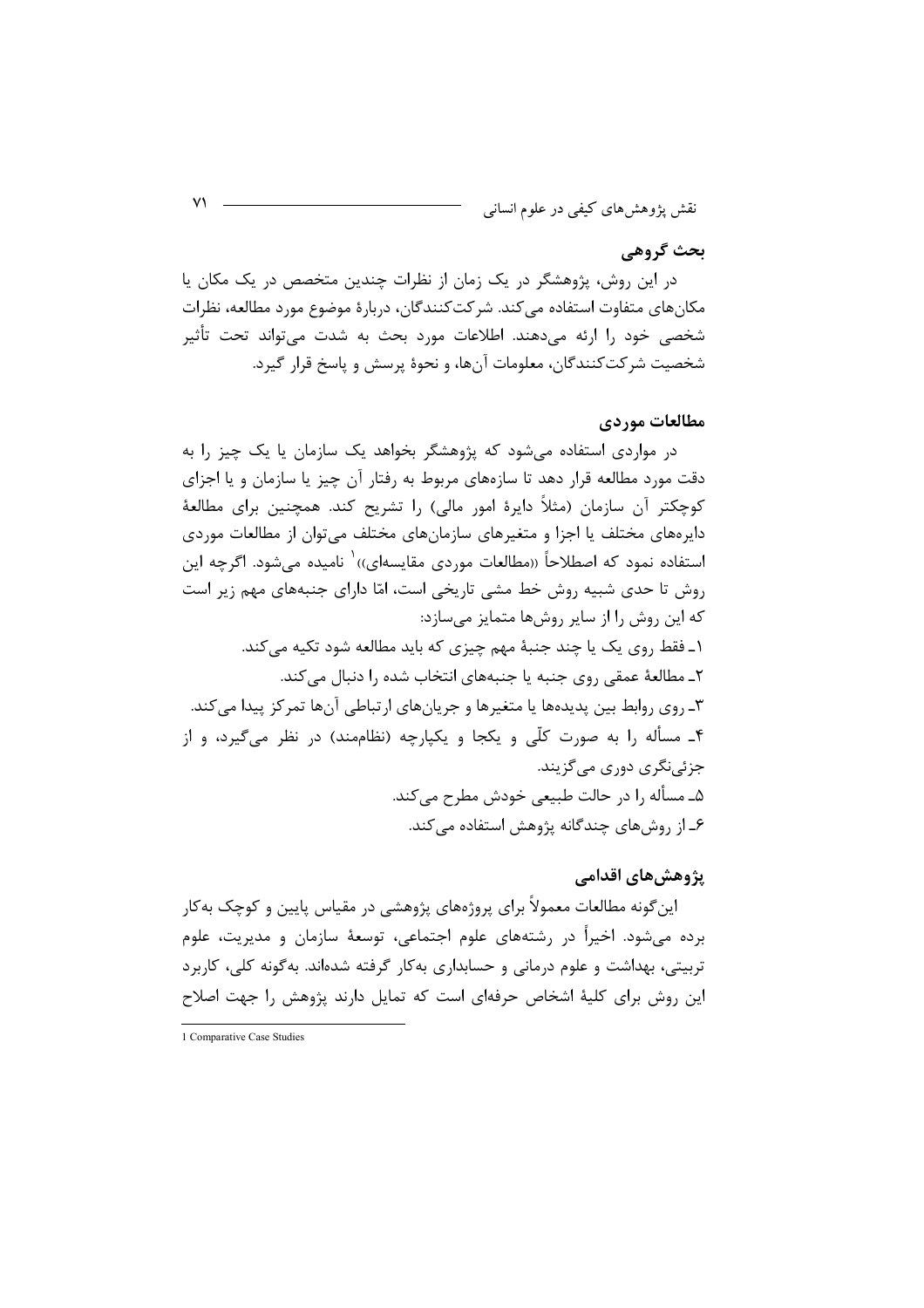## بحث گروهی

در این روش، پژوهشگر در یک زمان از نظرات چندین متخصص در یک مکان یا مکان‌های متفاوت استفاده می‌کند. شرکت‌کنندگان، دربارهٔ موضوع مورد مطالعه، نظرات شخصی خود را ارئه می‌دهند. اطلاعات مورد بحث به شدت می‌تواند تحت تأثیر شخصیت شرکت‌کنندگان، معلومات آن‌ها، و نحوهٔ پرسش و پاسخ قرار گیرد.

## مطالعات موردی

در مواردی استفاده می‌شود که پژوهشگر بخواهد یک سازمان یا یک چیز را به دقت مورد مطالعه قرار دهد تا سازه‌های مربوط به رفتار آن چیز یا سازمان و یا اجزای کوچکتر آن سازمان (مثلاً دایرهٔ امور مالی) را تشریح کند. همچنین برای مطالعهٔ دایره‌های مختلف یا اجزا و متغیرهای سازمان‌های مختلف می‌توان از مطالعات موردی استفاده نمود که اصطلاحاً «مطالعات موردی مقایسه‌ای»[1] نامیده می‌شود. اگرچه این روش تا حدی شبیه روش خط مشی تاریخی است، امّا دارای جنبه‌های مهم زیر است که این روش را از سایر روش‌ها متمایز می‌سازد:

۱ـ فقط روی یک یا چند جنبهٔ مهم چیزی که باید مطالعه شود تکیه می‌کند.

۲ـ مطالعهٔ عمقی روی جنبه یا جنبه‌های انتخاب شده را دنبال می‌کند.

۳ـ روی روابط بین پدیده‌ها یا متغیرها و جریان‌های ارتباطی آن‌ها تمرکز پیدا می‌کند.

۴ـ مسأله را به صورت کلّی و یکجا و یکپارچه (نظام‌مند) در نظر می‌گیرد، و از جزئی‌نگری دوری می‌گزیند.

۵ـ مسأله را در حالت طبیعی خودش مطرح می‌کند.

۶ـ از روش‌های چندگانه پژوهش استفاده می‌کند.

## پژوهش‌های اقدامی

این‌گونه مطالعات معمولاً برای پروژه‌های پژوهشی در مقیاس پایین و کوچک به‌کار برده می‌شود. اخیراً در رشته‌های علوم اجتماعی، توسعهٔ سازمان و مدیریت، علوم تربیتی، بهداشت و علوم درمانی و حسابداری به‌کار گرفته شده‌اند. به‌گونه کلی، کاربرد این روش برای کلیهٔ اشخاص حرفه‌ای است که تمایل دارند پژوهش را جهت اصلاح

---

1 Comparative Case Studies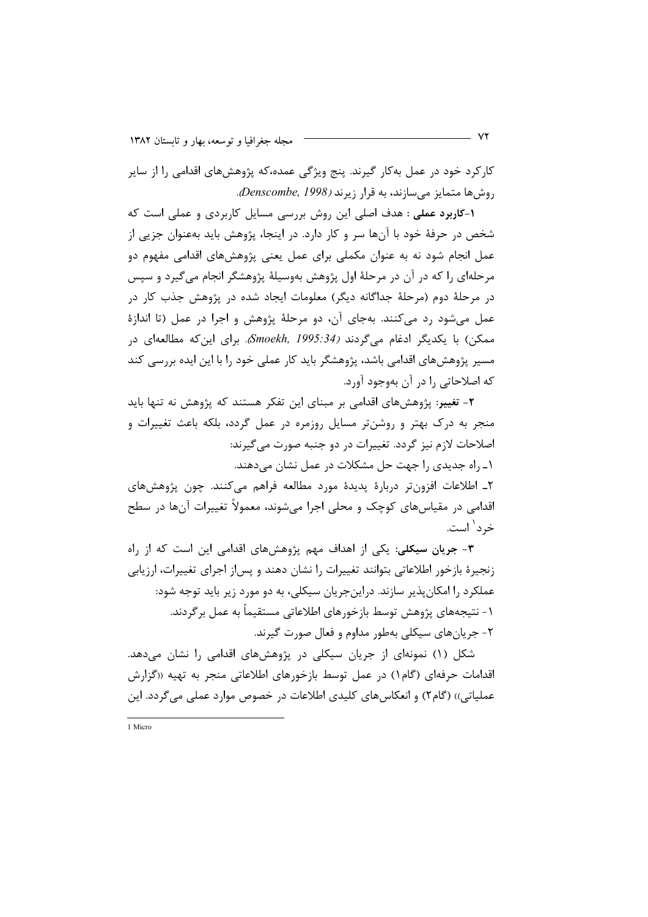کارکرد خود در عمل به‌کار گیرند. پنج ویژگی عمده،که پژوهش‌های اقدامی را از سایر روش‌ها متمایز می‌سازند، به قرار زیرند *(Denscombe, 1998)*.

**۱-کاربرد عملی** : هدف اصلی این روش بررسی مسایل کاربردی و عملی است که شخص در حرفهٔ خود با آن‌ها سر و کار دارد. در اینجا، پژوهش باید به‌عنوان جزیی از عمل انجام شود نه به عنوان مکملی برای عمل یعنی پژوهش‌های اقدامی مفهوم دو مرحله‌ای را که در آن در مرحلهٔ اول پژوهش به‌وسیلهٔ پژوهشگر انجام می‌گیرد و سپس در مرحلهٔ دوم (مرحلهٔ جداگانه دیگر) معلومات ایجاد شده در پژوهش جذب کار در عمل می‌شود رد می‌کنند. به‌جای آن، دو مرحلهٔ پژوهش و اجرا در عمل (تا اندازهٔ ممکن) با یکدیگر ادغام می‌گردند *(Smoekh, 1995:34)*. برای این‌که مطالعه‌ای در مسیر پژوهش‌های اقدامی باشد، پژوهشگر باید کار عملی خود را با این ایده بررسی کند که اصلاحاتی را در آن به‌وجود آورد.

**۲- تغییر**: پژوهش‌های اقدامی بر مبنای این تفکر هستند که پژوهش نه تنها باید منجر به درک بهتر و روشن‌تر مسایل روزمره در عمل گردد، بلکه باعث تغییرات و اصلاحات لازم نیز گردد. تغییرات در دو جنبه صورت می‌گیرند:

۱ـ راه جدیدی را جهت حل مشکلات در عمل نشان می‌دهند.

۲ـ اطلاعات افزون‌تر دربارهٔ پدیدهٔ مورد مطالعه فراهم می‌کنند. چون پژوهش‌های اقدامی در مقیاس‌های کوچک و محلی اجرا می‌شوند، معمولاً تغییرات آن‌ها در سطح خرد[1] است.

**۳- جریان سیکلی**: یکی از اهداف مهم پژوهش‌های اقدامی این است که از راه زنجیرهٔ بازخور اطلاعاتی بتوانند تغییرات را نشان دهند و پس‌از اجرای تغییرات، ارزیابی عملکرد را امکان‌پذیر سازند. دراین‌جریان سیکلی، به دو مورد زیر باید توجه شود:

۱- نتیجه‌های پژوهش توسط بازخورهای اطلاعاتی مستقیماً به عمل برگردند.

۲- جریان‌های سیکلی به‌طور مداوم و فعال صورت گیرند.

شکل (۱) نمونه‌ای از جریان سیکلی در پژوهش‌های اقدامی را نشان می‌دهد. اقدامات حرفه‌ای (گام۱) در عمل توسط بازخورهای اطلاعاتی منجر به تهیه «گزارش عملیاتی» (گام۲) و انعکاس‌های کلیدی اطلاعات در خصوص موارد عملی می‌گردد. این

---

1 Micro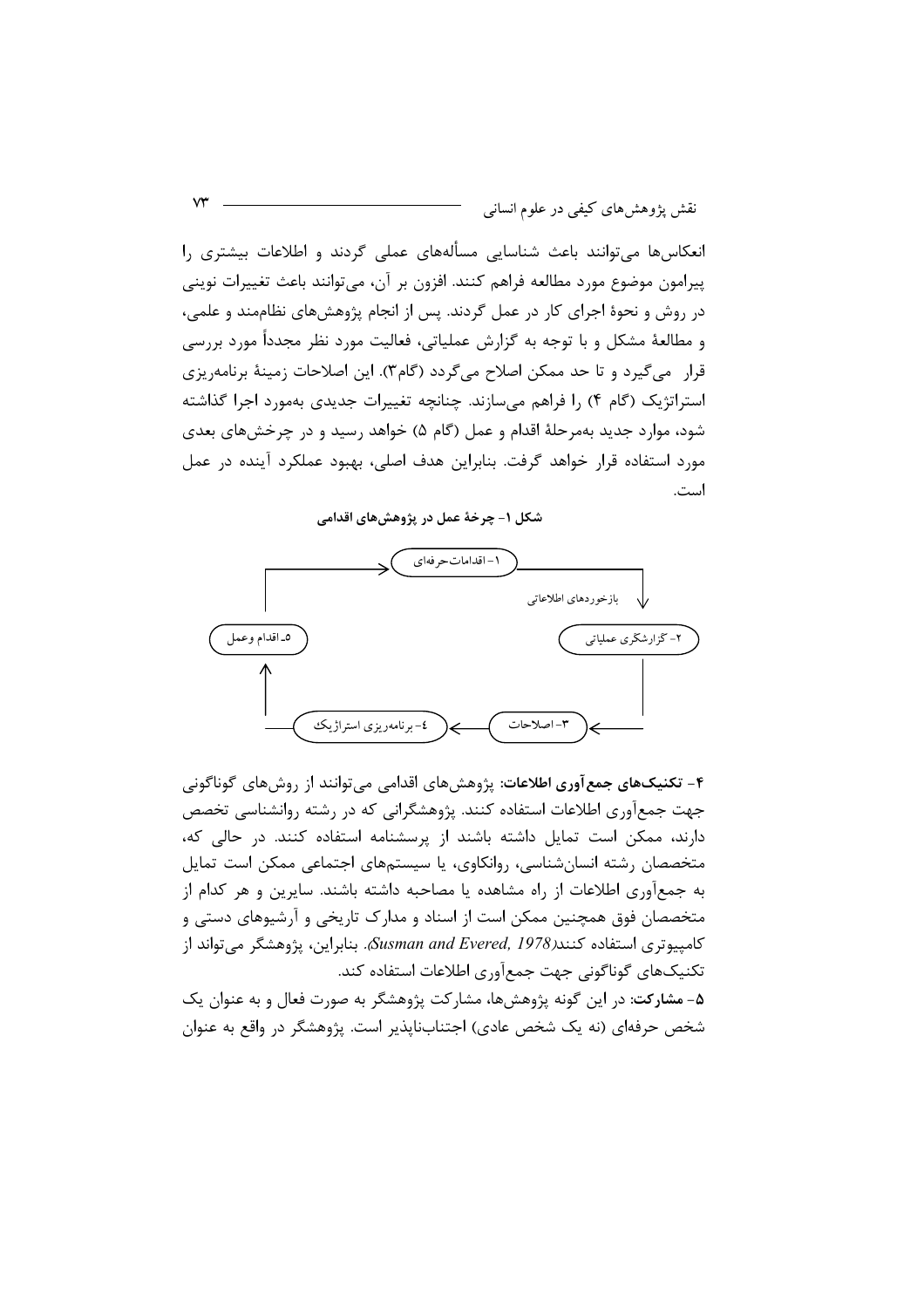انعکاس‌ها می‌توانند باعث شناسایی مسأله‌های عملی گردند و اطلاعات بیشتری را پیرامون موضوع مورد مطالعه فراهم کنند. افزون بر آن، می‌توانند باعث تغییرات نوینی در روش و نحوهٔ اجرای کار در عمل گردند. پس از انجام پژوهش‌های نظام‌مند و علمی، و مطالعهٔ مشکل و با توجه به گزارش عملیاتی، فعالیت مورد نظر مجدداً مورد بررسی قرار می‌گیرد و تا حد ممکن اصلاح می‌گردد (گام۳). این اصلاحات زمینهٔ برنامه‌ریزی استراتژیک (گام ۴) را فراهم می‌سازند. چنانچه تغییرات جدیدی به‌مورد اجرا گذاشته شود، موارد جدید به‌مرحلهٔ اقدام و عمل (گام ۵) خواهد رسید و در چرخش‌های بعدی مورد استفاده قرار خواهد گرفت. بنابراین هدف اصلی، بهبود عملکرد آینده در عمل است.

**شکل ۱- چرخهٔ عمل در پژوهش‌های اقدامی**

۱- اقدامات حرفه‌ای ← بازخوردهای اطلاعاتی ← ۲- گزارشگری عملیاتی ← ۳- اصلاحات ← ٤- برنامه‌ریزی استراژیک ← ٥- اقدام وعمل ← ۱- اقدامات حرفه‌ای

**۴- تکنیک‌های جمع‌آوری اطلاعات:** پژوهش‌های اقدامی می‌توانند از روش‌های گوناگونی جهت جمع‌آوری اطلاعات استفاده کنند. پژوهشگرانی که در رشته روانشناسی تخصص دارند، ممکن است تمایل داشته باشند از پرسشنامه استفاده کنند. در حالی که، متخصصان رشته انسان‌شناسی، روانکاوی، یا سیستم‌های اجتماعی ممکن است تمایل به جمع‌آوری اطلاعات از راه مشاهده یا مصاحبه داشته باشند. سایرین و هر کدام از متخصصان فوق همچنین ممکن است از اسناد و مدارک تاریخی و آرشیوهای دستی و کامپیوتری استفاده کنند(*Susman and Evered, 1978*). بنابراین، پژوهشگر می‌تواند از تکنیک‌های گوناگونی جهت جمع‌آوری اطلاعات استفاده کند.

**۵- مشارکت:** در این گونه پژوهش‌ها، مشارکت پژوهشگر به صورت فعال و به عنوان یک شخص حرفه‌ای (نه یک شخص عادی) اجتناب‌ناپذیر است. پژوهشگر در واقع به عنوان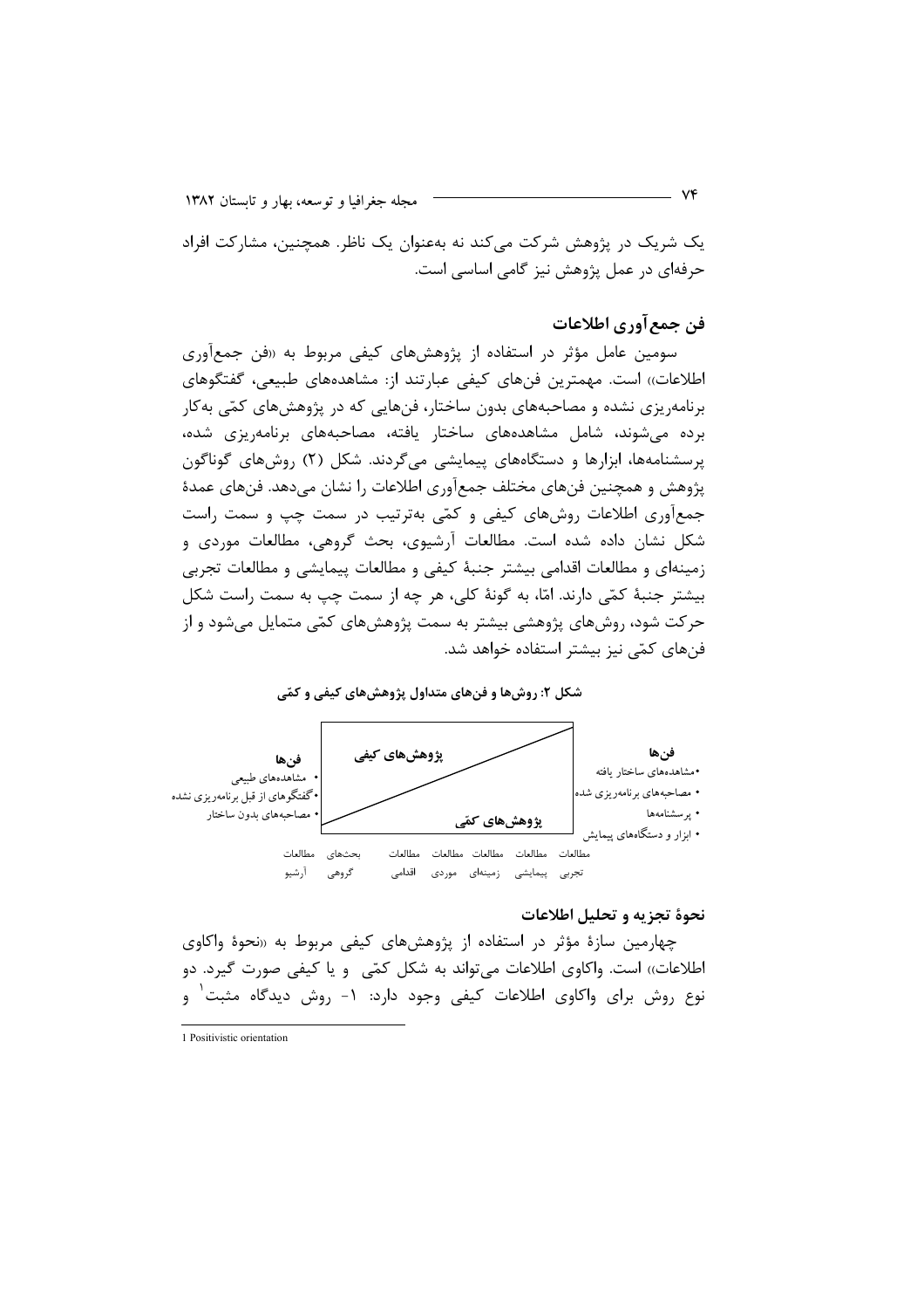یک شریک در پژوهش شرکت می‌کند نه به‌عنوان یک ناظر. همچنین، مشارکت افراد حرفه‌ای در عمل پژوهش نیز گامی اساسی است.

## فن جمع‌آوری اطلاعات

سومین عامل مؤثر در استفاده از پژوهش‌های کیفی مربوط به «فن جمع‌آوری اطلاعات» است. مهمترین فن‌های کیفی عبارتند از: مشاهده‌های طبیعی، گفتگوهای برنامه‌ریزی نشده و مصاحبه‌های بدون ساختار، فن‌هایی که در پژوهش‌های کمّی به‌کار برده می‌شوند، شامل مشاهده‌های ساختار یافته، مصاحبه‌های برنامه‌ریزی شده، پرسشنامه‌ها، ابزارها و دستگاه‌های پیمایشی می‌گردند. شکل (۲) روش‌های گوناگون پژوهش و همچنین فن‌های مختلف جمع‌آوری اطلاعات را نشان می‌دهد. فن‌های عمدهٔ جمع‌آوری اطلاعات روش‌های کیفی و کمّی به‌ترتیب در سمت چپ و سمت راست شکل نشان داده شده است. مطالعات آرشیوی، بحث گروهی، مطالعات موردی و زمینه‌ای و مطالعات اقدامی بیشتر جنبهٔ کیفی و مطالعات پیمایشی و مطالعات تجربی بیشتر جنبهٔ کمّی دارند. امّا، به گونهٔ کلی، هر چه از سمت چپ به سمت راست شکل حرکت شود، روش‌های پژوهشی بیشتر به سمت پژوهش‌های کمّی متمایل می‌شود و از فن‌های کمّی نیز بیشتر استفاده خواهد شد.

**شکل ۲: روش‌ها و فن‌های متداول پژوهش‌های کیفی و کمّی**

فن‌ها (پژوهش‌های کیفی):
- مشاهده‌های طبیعی
- گفتگوهای از قبل برنامه‌ریزی نشده
- مصاحبه‌های بدون ساختار

فن‌ها (پژوهش‌های کمّی):
- مشاهده‌های ساختار یافته
- مصاحبه‌های برنامه‌ریزی شده
- پرسشنامه‌ها
- ابزار و دستگاه‌های پیمایش

مطالعات آرشیو — بحث‌های گروهی — مطالعات اقدامی — مطالعات موردی — مطالعات زمینه‌ای — مطالعات پیمایشی — مطالعات تجربی

## نحوهٔ تجزیه و تحلیل اطلاعات

چهارمین سازهٔ مؤثر در استفاده از پژوهش‌های کیفی مربوط به «نحوهٔ واکاوی اطلاعات» است. واکاوی اطلاعات می‌تواند به شکل کمّی و یا کیفی صورت گیرد. دو نوع روش برای واکاوی اطلاعات کیفی وجود دارد: ۱- روش دیدگاه مثبت[1] و

[1] Positivistic orientation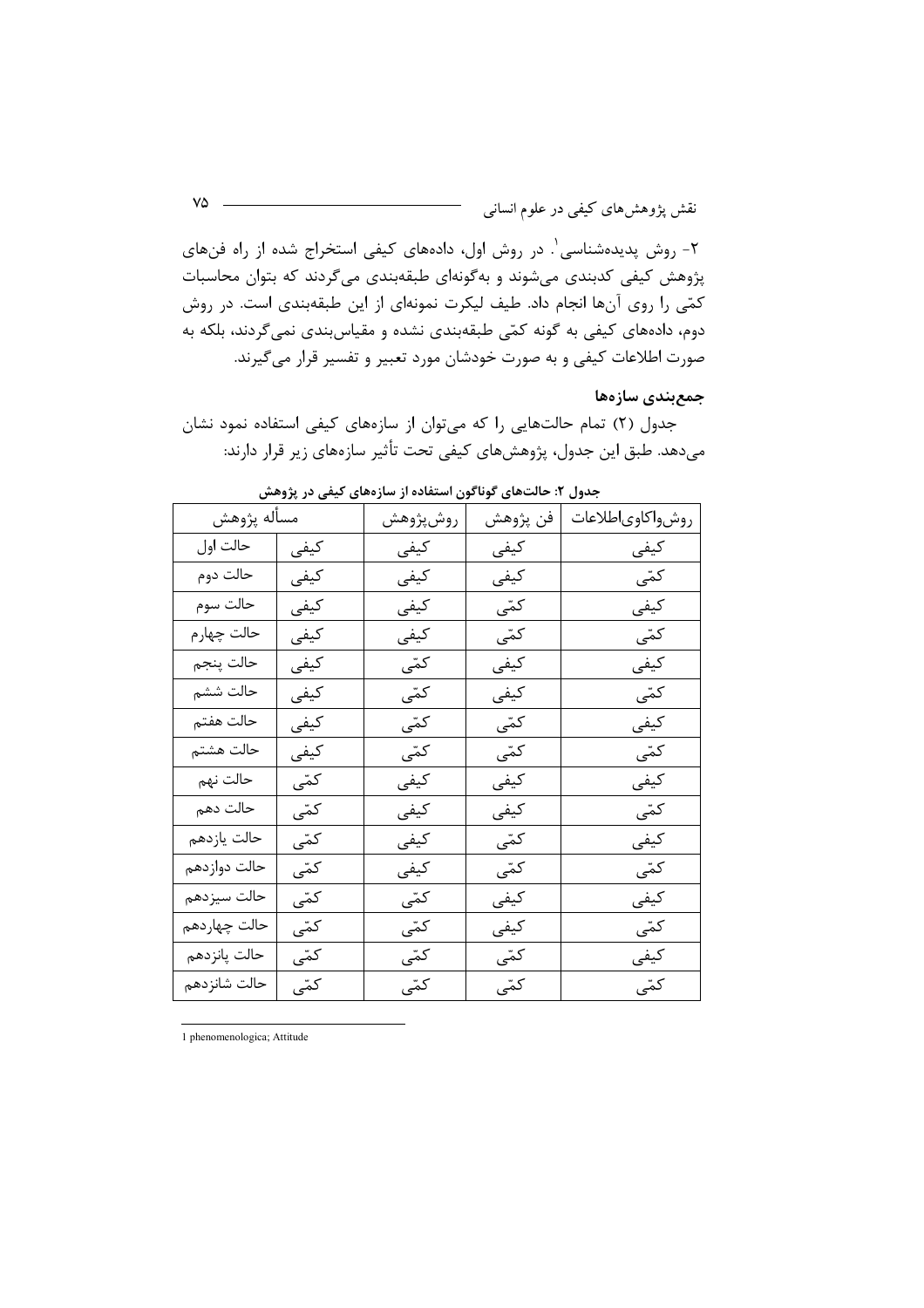۲- روش پدیده‌شناسی[1]. در روش اول، داده‌های کیفی استخراج شده از راه فن‌های پژوهش کیفی کدبندی می‌شوند و به‌گونه‌ای طبقه‌بندی می‌گردند که بتوان محاسبات کمّی را روی آن‌ها انجام داد. طیف لیکرت نمونه‌ای از این طبقه‌بندی است. در روش دوم، داده‌های کیفی به گونه کمّی طبقه‌بندی نشده و مقیاس‌بندی نمی‌گردند، بلکه به صورت اطلاعات کیفی و به صورت خودشان مورد تعبیر و تفسیر قرار می‌گیرند.

## جمع‌بندی سازه‌ها

جدول (۲) تمام حالت‌هایی را که می‌توان از سازه‌های کیفی استفاده نمود نشان می‌دهد. طبق این جدول، پژوهش‌های کیفی تحت تأثیر سازه‌های زیر قرار دارند:

**جدول ۲: حالت‌های گوناگون استفاده از سازه‌های کیفی در پژوهش**

| مسأله پژوهش | | روش‌پژوهش | فن پژوهش | روش‌واکاوی‌اطلاعات |
|---|---|---|---|---|
| حالت اول | کیفی | کیفی | کیفی | کیفی |
| حالت دوم | کیفی | کیفی | کیفی | کمّی |
| حالت سوم | کیفی | کیفی | کمّی | کیفی |
| حالت چهارم | کیفی | کیفی | کمّی | کمّی |
| حالت پنجم | کیفی | کمّی | کیفی | کیفی |
| حالت ششم | کیفی | کمّی | کیفی | کمّی |
| حالت هفتم | کیفی | کمّی | کمّی | کیفی |
| حالت هشتم | کیفی | کمّی | کمّی | کمّی |
| حالت نهم | کمّی | کیفی | کیفی | کیفی |
| حالت دهم | کمّی | کیفی | کیفی | کمّی |
| حالت یازدهم | کمّی | کیفی | کمّی | کیفی |
| حالت دوازدهم | کمّی | کیفی | کمّی | کمّی |
| حالت سیزدهم | کمّی | کمّی | کیفی | کیفی |
| حالت چهاردهم | کمّی | کمّی | کیفی | کمّی |
| حالت پانزدهم | کمّی | کمّی | کمّی | کیفی |
| حالت شانزدهم | کمّی | کمّی | کمّی | کمّی |

---

1 phenomenologica; Attitude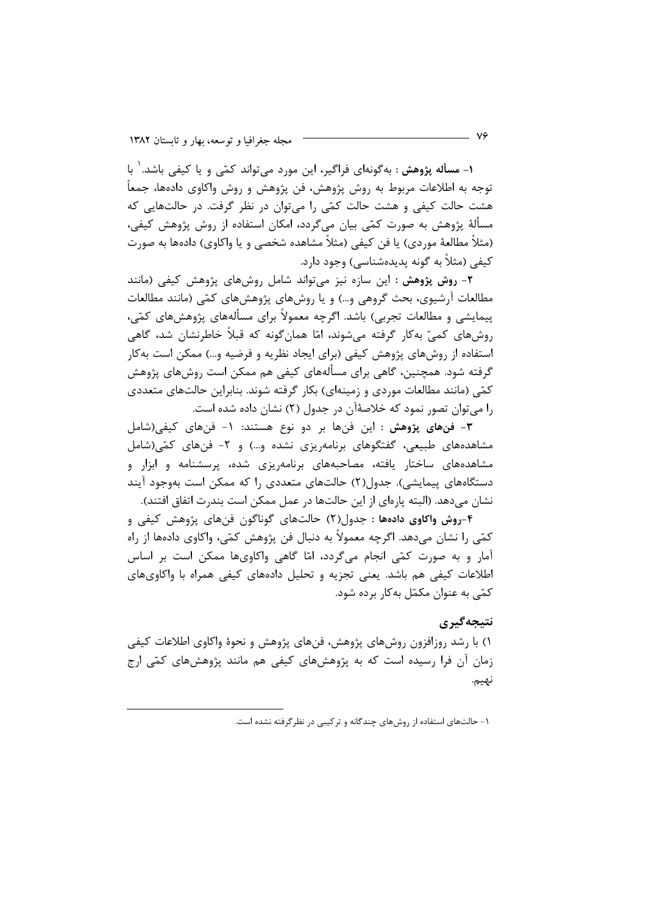**۱- مسأله پژوهش :** به‌گونه‌ای فراگیر، این مورد می‌تواند کمّی و یا کیفی باشد.[1] با توجه به اطلاعات مربوط به روش پژوهش، فن پژوهش و روش واکاوی داده‌ها، جمعاً هشت حالت کیفی و هشت حالت کمّی را می‌توان در نظر گرفت. در حالت‌هایی که مسألهٔ پژوهش به صورت کمّی بیان می‌گردد، امکان استفاده از روش پژوهش کیفی، (مثلاً مطالعهٔ موردی) یا فن کیفی (مثلاً مشاهده شخصی و یا واکاوی) داده‌ها به صورت کیفی (مثلاً به گونه پدیده‌شناسی) وجود دارد.

**۲- روش پژوهش :** این سازه نیز می‌تواند شامل روش‌های پژوهش کیفی (مانند مطالعات آرشیوی، بحث گروهی و...) و یا روش‌های پژوهش‌های کمّی (مانند مطالعات پیمایشی و مطالعات تجربی) باشد. اگرچه معمولاً برای مسأله‌های پژوهش‌های کمّی، روش‌های کمیّ به‌کار گرفته می‌شوند، امّا همان‌گونه که قبلاً خاطرنشان شد، گاهی استفاده از روش‌های پژوهش کیفی (برای ایجاد نظریه و فرضیه و...) ممکن است به‌کار گرفته شود. همچنین، گاهی برای مسأله‌های کیفی هم ممکن است روش‌های پژوهش کمّی (مانند مطالعات موردی و زمینه‌ای) بکار گرفته شوند. بنابراین حالت‌های متعددی را می‌توان تصور نمود که خلاصهٔ‌آن در جدول (۲) نشان داده شده است.

**۳- فن‌های پژوهش :** این فن‌ها بر دو نوع هستند: ۱- فن‌های کیفی(شامل مشاهده‌های طبیعی، گفتگوهای برنامه‌ریزی نشده و...) و ۲- فن‌های کمّی(شامل مشاهده‌های ساختار یافته، مصاحبه‌های برنامه‌ریزی شده، پرسشنامه و ابزار و دستگاه‌های پیمایشی). جدول(۲) حالت‌های متعددی را که ممکن است به‌وجود آیند نشان می‌دهد. (البته پاره‌ای از این حالت‌ها در عمل ممکن است بندرت اتفاق افتند).

**۴-روش واکاوی داده‌ها :** جدول(۲) حالت‌های گوناگون فن‌های پژوهش کیفی و کمّی را نشان می‌دهد. اگرچه معمولاً به دنبال فن پژوهش کمّی، واکاوی داده‌ها از راه آمار و به صورت کمّی انجام می‌گردد، امّا گاهی واکاوی‌ها ممکن است بر اساس اطلاعات کیفی هم باشد. یعنی تجزیه و تحلیل داده‌های کیفی همراه با واکاوی‌های کمّی به عنوان مکمّل به‌کار برده شود.

## نتیجه‌گیری

۱) با رشد روزافزون روش‌های پژوهش، فن‌های پژوهش و نحوهٔ واکاوی اطلاعات کیفی زمان آن فرا رسیده است که به پژوهش‌های کیفی هم مانند پژوهش‌های کمّی ارج نهیم.

---

[1] - حالت‌های استفاده از روش‌های چندگانه و ترکیبی در نظرگرفته نشده است.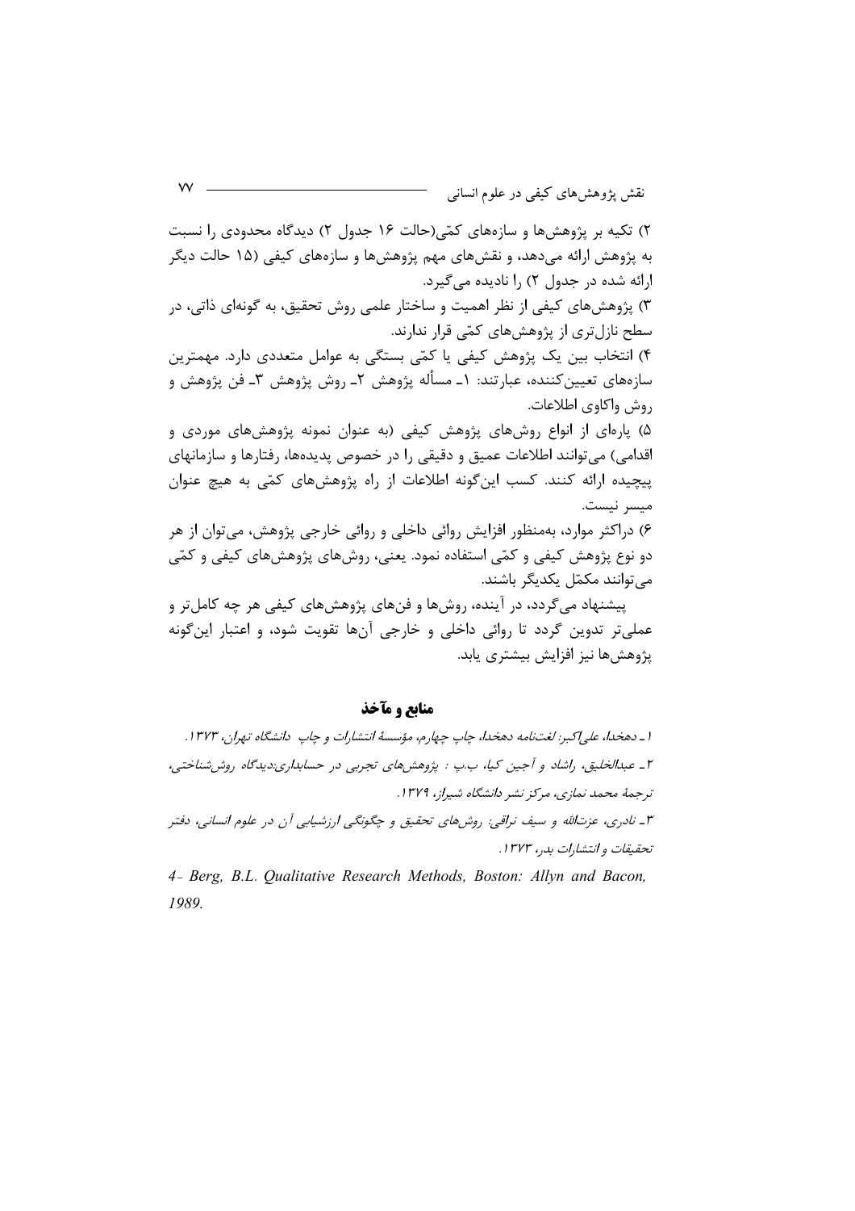۲) تکیه بر پژوهش‌ها و سازه‌های کمّی(حالت ۱۶ جدول ۲) دیدگاه محدودی را نسبت به پژوهش ارائه می‌دهد، و نقش‌های مهم پژوهش‌ها و سازه‌های کیفی (۱۵ حالت دیگر ارائه شده در جدول ۲) را نادیده می‌گیرد.

۳) پژوهش‌های کیفی از نظر اهمیت و ساختار علمی روش تحقیق، به گونه‌ای ذاتی، در سطح نازل‌تری از پژوهش‌های کمّی قرار ندارند.

۴) انتخاب بین یک پژوهش کیفی یا کمّی بستگی به عوامل متعددی دارد. مهمترین سازه‌های تعیین‌کننده، عبارتند: ۱ـ مسأله پژوهش ۲ـ روش پژوهش ۳ـ فن پژوهش و روش واکاوی اطلاعات.

۵) پاره‌ای از انواع روش‌های پژوهش کیفی (به عنوان نمونه پژوهش‌های موردی و اقدامی) می‌توانند اطلاعات عمیق و دقیقی را در خصوص پدیده‌ها، رفتارها و سازمانهای پیچیده ارائه کنند. کسب این‌گونه اطلاعات از راه پژوهش‌های کمّی به هیچ عنوان میسر نیست.

۶) دراکثر موارد، به‌منظور افزایش روائی داخلی و روائی خارجی پژوهش، می‌توان از هر دو نوع پژوهش کیفی و کمّی استفاده نمود. یعنی، روش‌های پژوهش‌های کیفی و کمّی می‌توانند مکمّل یکدیگر باشند.

پیشنهاد می‌گردد، در آینده، روش‌ها و فن‌های پژوهش‌های کیفی هر چه کامل‌تر و عملی‌تر تدوین گردد تا روائی داخلی و خارجی آن‌ها تقویت شود، و اعتبار این‌گونه پژوهش‌ها نیز افزایش بیشتری یابد.

## منابع و مآخذ

۱ـ دهخدا، علی‌اکبر: *لغت‌نامه دهخدا*، چاپ چهارم، مؤسسهٔ انتشارات و چاپ دانشگاه تهران، ۱۳۷۳.

۲ـ عبدالخلیق، راشاد و آجین کیا، ب.پ : *پژوهش‌های تجربی در حسابداری:دیدگاه روش‌شناختی*، ترجمهٔ محمد نمازی، مرکز نشر دانشگاه شیراز، ۱۳۷۹.

۳ـ نادری، عزت‌الله و سیف نراقی: *روش‌های تحقیق و چگونگی ارزشیابی آن در علوم انسانی*، دفتر تحقیقات و انتشارات بدر، ۱۳۷۳.

*4- Berg, B.L. Qualitative Research Methods, Boston: Allyn and Bacon, 1989.*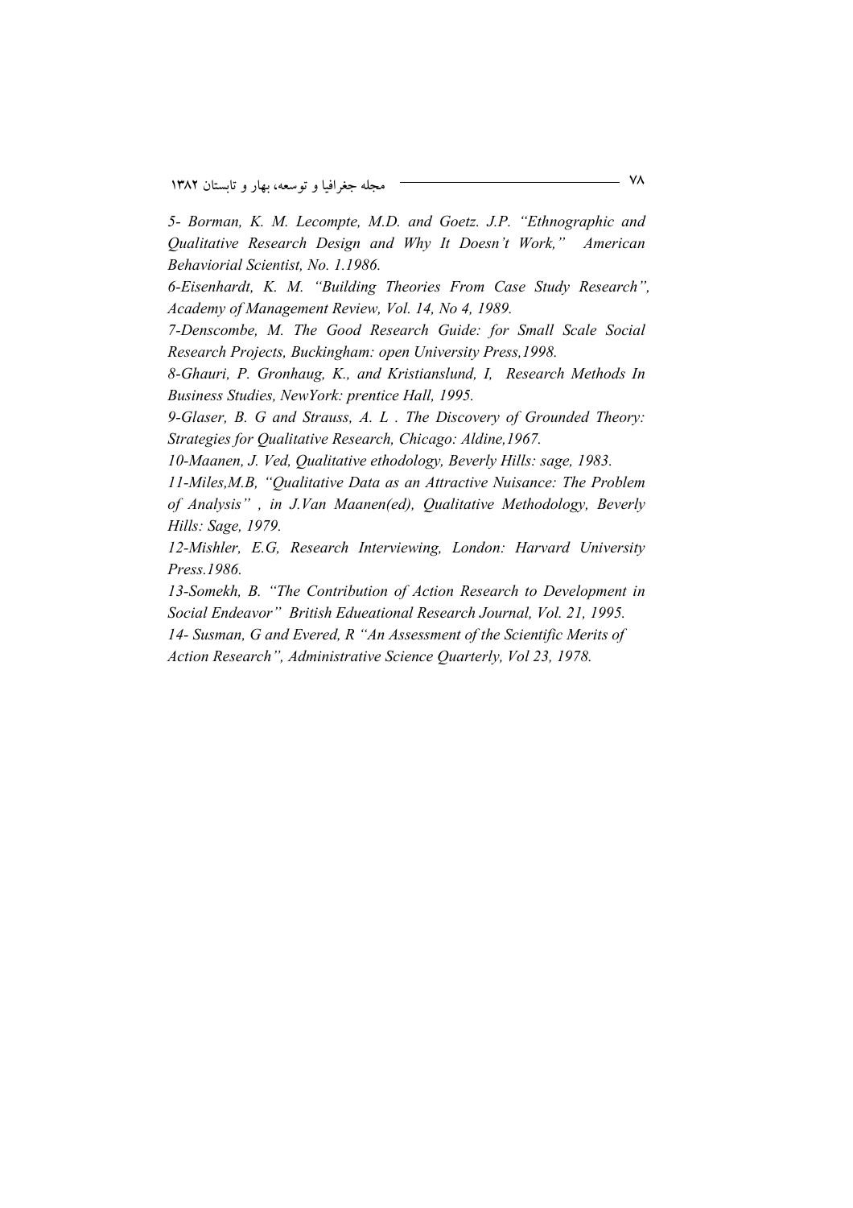*5- Borman, K. M. Lecompte, M.D. and Goetz. J.P. "Ethnographic and Qualitative Research Design and Why It Doesn't Work," American Behaviorial Scientist, No. 1.1986.*

*6-Eisenhardt, K. M. "Building Theories From Case Study Research", Academy of Management Review, Vol. 14, No 4, 1989.*

*7-Denscombe, M. The Good Research Guide: for Small Scale Social Research Projects, Buckingham: open University Press,1998.*

*8-Ghauri, P. Gronhaug, K., and Kristianslund, I, Research Methods In Business Studies, NewYork: prentice Hall, 1995.*

*9-Glaser, B. G and Strauss, A. L . The Discovery of Grounded Theory: Strategies for Qualitative Research, Chicago: Aldine,1967.*

*10-Maanen, J. Ved, Qualitative ethodology, Beverly Hills: sage, 1983.*

*11-Miles,M.B, "Qualitative Data as an Attractive Nuisance: The Problem of Analysis" , in J.Van Maanen(ed), Qualitative Methodology, Beverly Hills: Sage, 1979.*

*12-Mishler, E.G, Research Interviewing, London: Harvard University Press.1986.*

*13-Somekh, B. "The Contribution of Action Research to Development in Social Endeavor" British Edueational Research Journal, Vol. 21, 1995.*

*14- Susman, G and Evered, R "An Assessment of the Scientific Merits of Action Research", Administrative Science Quarterly, Vol 23, 1978.*